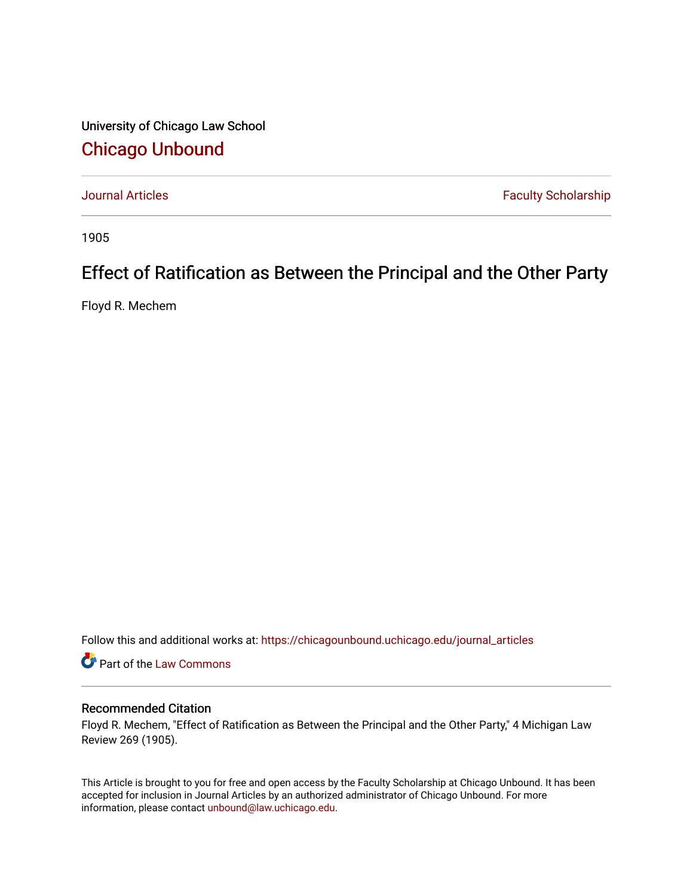University of Chicago Law School

# Chicago Unbound

Journal Articles | Faculty Scholarship

1905

## Effect of Ratification as Between the Principal and the Other Party

Floyd R. Mechem

Follow this and additional works at: https://chicagounbound.uchicago.edu/journal_articles

Part of the Law Commons

### Recommended Citation

Floyd R. Mechem, "Effect of Ratification as Between the Principal and the Other Party," 4 Michigan Law Review 269 (1905).

This Article is brought to you for free and open access by the Faculty Scholarship at Chicago Unbound. It has been accepted for inclusion in Journal Articles by an authorized administrator of Chicago Unbound. For more information, please contact unbound@law.uchicago.edu.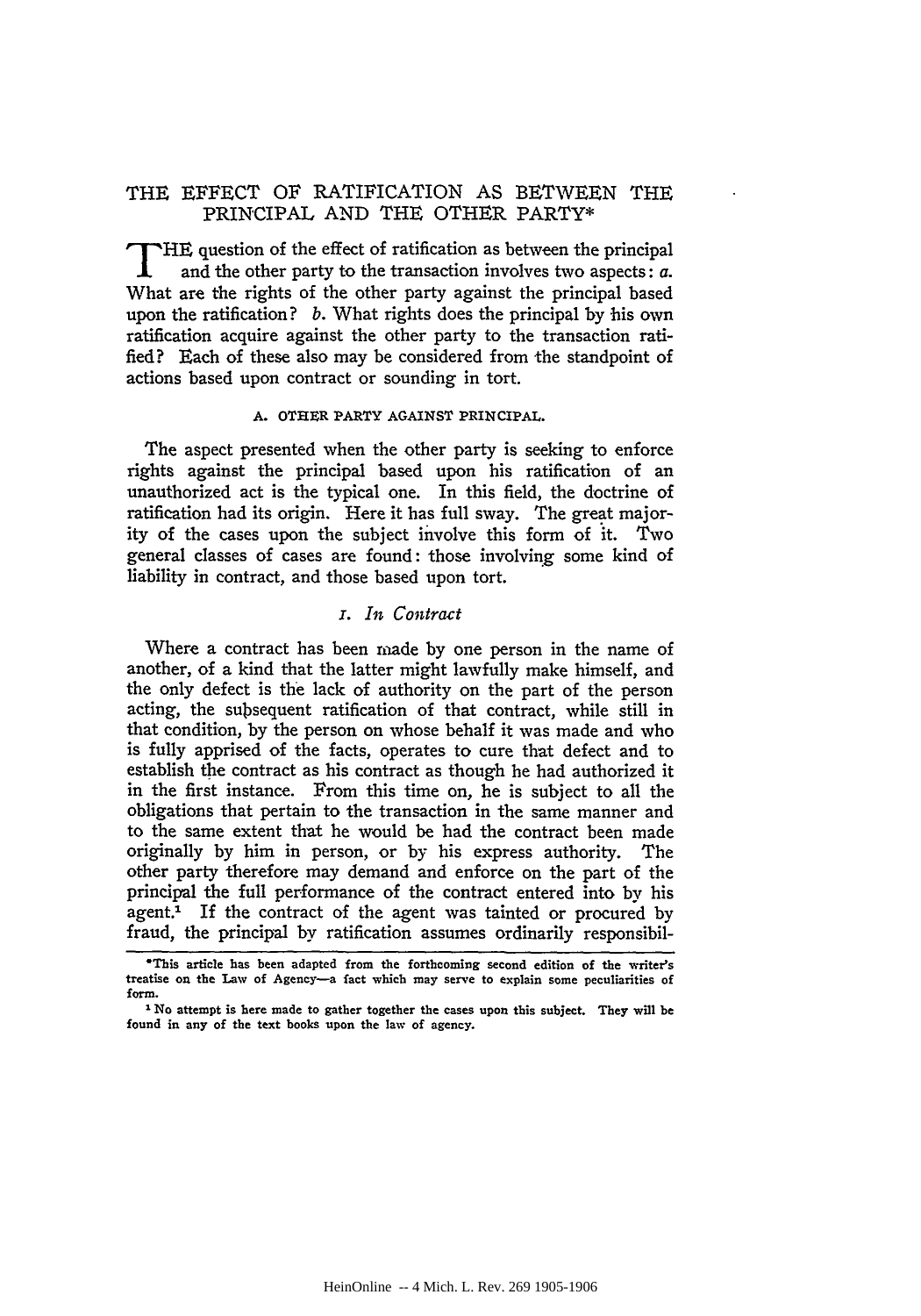# THE EFFECT OF RATIFICATION AS BETWEEN THE PRINCIPAL AND THE OTHER PARTY*

THE question of the effect of ratification as between the principal and the other party to the transaction involves two aspects: *a.* What are the rights of the other party against the principal based upon the ratification? *b.* What rights does the principal by his own ratification acquire against the other party to the transaction ratified? Each of these also may be considered from the standpoint of actions based upon contract or sounding in tort.

## A. OTHER PARTY AGAINST PRINCIPAL.

The aspect presented when the other party is seeking to enforce rights against the principal based upon his ratification of an unauthorized act is the typical one. In this field, the doctrine of ratification had its origin. Here it has full sway. The great majority of the cases upon the subject involve this form of it. Two general classes of cases are found: those involving some kind of liability in contract, and those based upon tort.

### *1. In Contract*

Where a contract has been made by one person in the name of another, of a kind that the latter might lawfully make himself, and the only defect is the lack of authority on the part of the person acting, the subsequent ratification of that contract, while still in that condition, by the person on whose behalf it was made and who is fully apprised of the facts, operates to cure that defect and to establish the contract as his contract as though he had authorized it in the first instance. From this time on, he is subject to all the obligations that pertain to the transaction in the same manner and to the same extent that he would be had the contract been made originally by him in person, or by his express authority. The other party therefore may demand and enforce on the part of the principal the full performance of the contract entered into by his agent.[1] If the contract of the agent was tainted or procured by fraud, the principal by ratification assumes ordinarily responsibil-

---

*This article has been adapted from the forthcoming second edition of the writer's treatise on the Law of Agency—a fact which may serve to explain some peculiarities of form.

[1] No attempt is here made to gather together the cases upon this subject. They will be found in any of the text books upon the law of agency.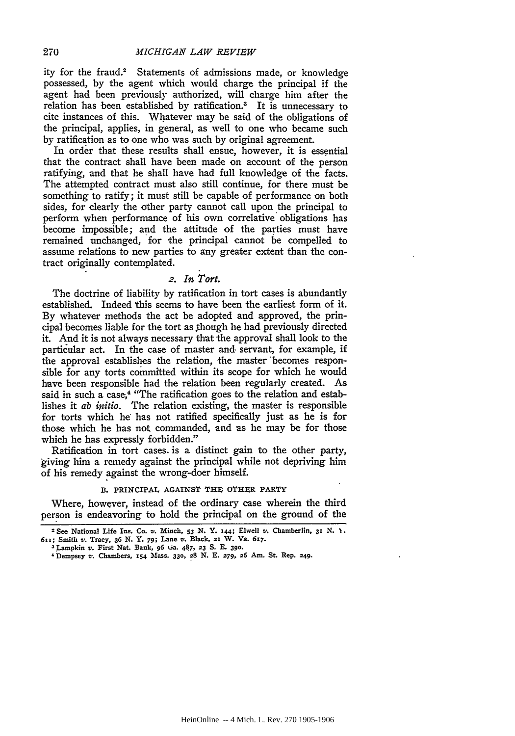ity for the fraud.[2] Statements of admissions made, or knowledge possessed, by the agent which would charge the principal if the agent had been previously authorized, will charge him after the relation has been established by ratification.[3] It is unnecessary to cite instances of this. Whatever may be said of the obligations of the principal, applies, in general, as well to one who became such by ratification as to one who was such by original agreement.

In order that these results shall ensue, however, it is essential that the contract shall have been made on account of the person ratifying, and that he shall have had full knowledge of the facts. The attempted contract must also still continue, for there must be something to ratify; it must still be capable of performance on both sides, for clearly the other party cannot call upon the principal to perform when performance of his own correlative obligations has become impossible; and the attitude of the parties must have remained unchanged, for the principal cannot be compelled to assume relations to new parties to any greater extent than the contract originally contemplated.

### *2. In Tort.*

The doctrine of liability by ratification in tort cases is abundantly established. Indeed this seems to have been the earliest form of it. By whatever methods the act be adopted and approved, the principal becomes liable for the tort as though he had previously directed it. And it is not always necessary that the approval shall look to the particular act. In the case of master and servant, for example, if the approval establishes the relation, the master becomes responsible for any torts committed within its scope for which he would have been responsible had the relation been regularly created. As said in such a case,[4] "The ratification goes to the relation and establishes it *ab initio*. The relation existing, the master is responsible for torts which he has not ratified specifically just as he is for those which he has not commanded, and as he may be for those which he has expressly forbidden."

Ratification in tort cases is a distinct gain to the other party, giving him a remedy against the principal while not depriving him of his remedy against the wrong-doer himself.

#### B. PRINCIPAL AGAINST THE OTHER PARTY

Where, however, instead of the ordinary case wherein the third person is endeavoring to hold the principal on the ground of the

---

[2] See National Life Ins. Co. v. Minch, 53 N. Y. 144; Elwell v. Chamberlin, 31 N. Y. 611; Smith v. Tracy, 36 N. Y. 79; Lane v. Black, 21 W. Va. 617.

[3] Lampkin v. First Nat. Bank, 96 Ga. 487, 23 S. E. 390.

[4] Dempsey v. Chambers, 154 Mass. 330, 28 N. E. 279, 26 Am. St. Rep. 249.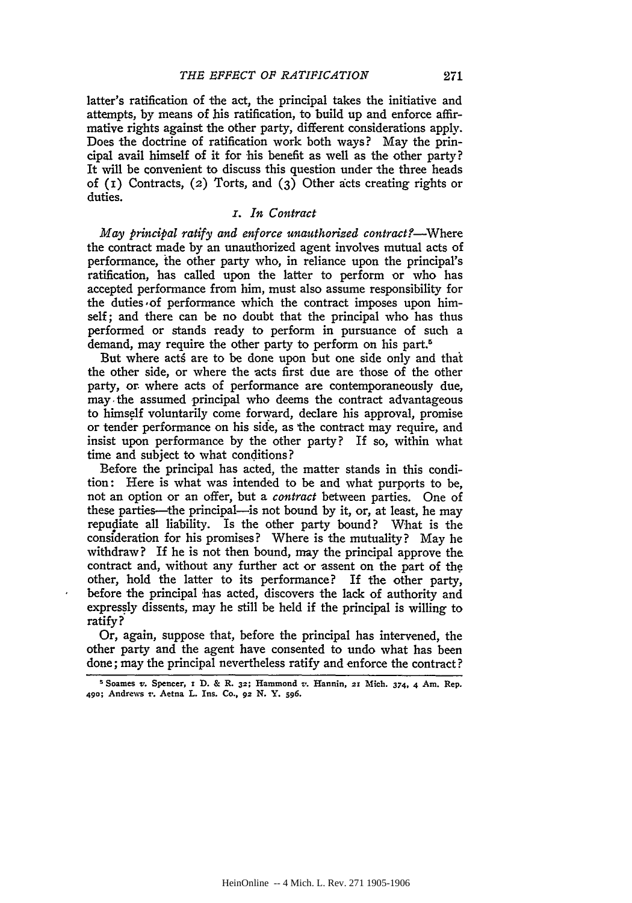latter's ratification of the act, the principal takes the initiative and attempts, by means of his ratification, to build up and enforce affirmative rights against the other party, different considerations apply. Does the doctrine of ratification work both ways? May the principal avail himself of it for his benefit as well as the other party? It will be convenient to discuss this question under the three heads of (1) Contracts, (2) Torts, and (3) Other acts creating rights or duties.

### *1. In Contract*

*May principal ratify and enforce unauthorized contract?*—Where the contract made by an unauthorized agent involves mutual acts of performance, the other party who, in reliance upon the principal's ratification, has called upon the latter to perform or who has accepted performance from him, must also assume responsibility for the duties of performance which the contract imposes upon himself; and there can be no doubt that the principal who has thus performed or stands ready to perform in pursuance of such a demand, may require the other party to perform on his part.[5]

But where acts are to be done upon but one side only and that the other side, or where the acts first due are those of the other party, or where acts of performance are contemporaneously due, may the assumed principal who deems the contract advantageous to himself voluntarily come forward, declare his approval, promise or tender performance on his side, as the contract may require, and insist upon performance by the other party? If so, within what time and subject to what conditions?

Before the principal has acted, the matter stands in this condition: Here is what was intended to be and what purports to be, not an option or an offer, but a *contract* between parties. One of these parties—the principal—is not bound by it, or, at least, he may repudiate all liability. Is the other party bound? What is the consideration for his promises? Where is the mutuality? May he withdraw? If he is not then bound, may the principal approve the contract and, without any further act or assent on the part of the other, hold the latter to its performance? If the other party, before the principal has acted, discovers the lack of authority and expressly dissents, may he still be held if the principal is willing to ratify?

Or, again, suppose that, before the principal has intervened, the other party and the agent have consented to undo what has been done; may the principal nevertheless ratify and enforce the contract?

[5] Soames *v.* Spencer, 1 D. & R. 32; Hammond *v.* Hannin, 21 Mich. 374, 4 Am. Rep. 490; Andrews *v.* Aetna L. Ins. Co., 92 N. Y. 596.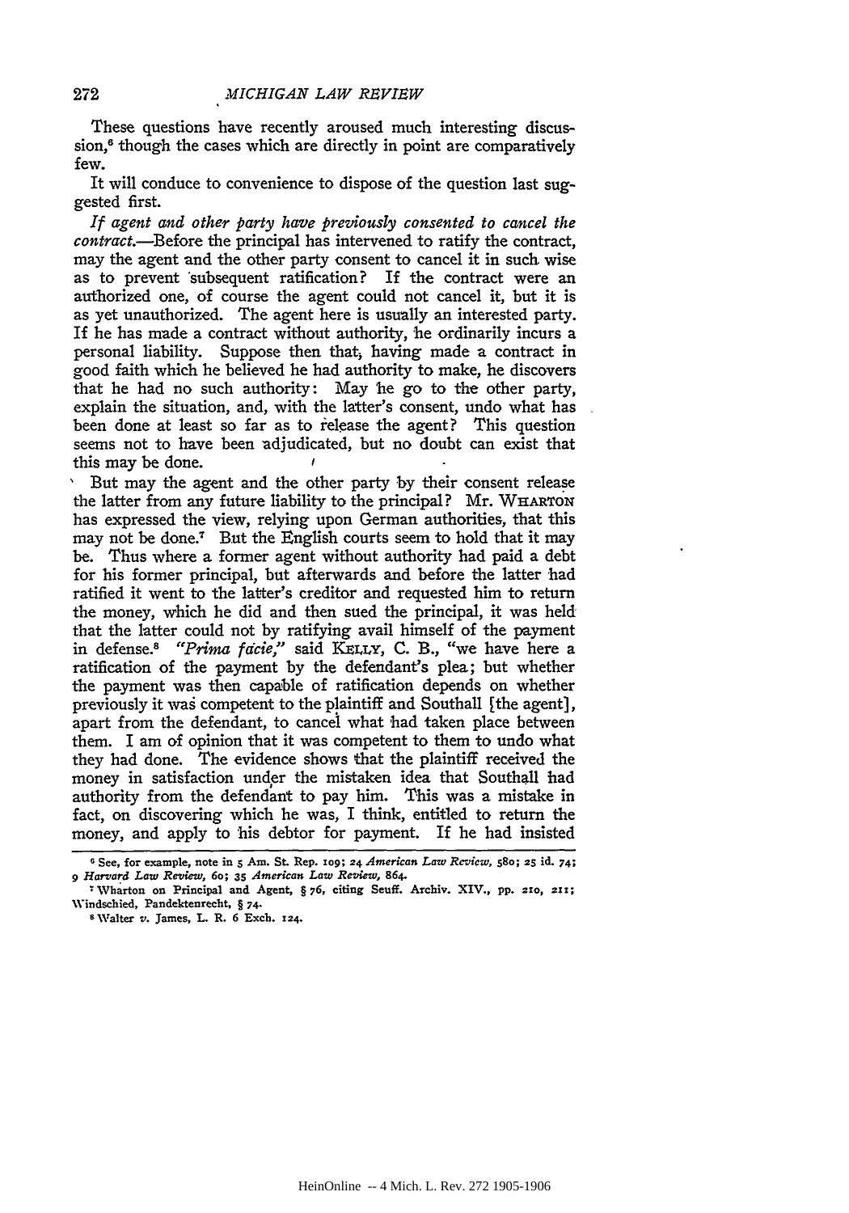These questions have recently aroused much interesting discussion,[6] though the cases which are directly in point are comparatively few.

It will conduce to convenience to dispose of the question last suggested first.

*If agent and other party have previously consented to cancel the contract.*—Before the principal has intervened to ratify the contract, may the agent and the other party consent to cancel it in such wise as to prevent subsequent ratification? If the contract were an authorized one, of course the agent could not cancel it, but it is as yet unauthorized. The agent here is usually an interested party. If he has made a contract without authority, he ordinarily incurs a personal liability. Suppose then that, having made a contract in good faith which he believed he had authority to make, he discovers that he had no such authority: May he go to the other party, explain the situation, and, with the latter's consent, undo what has been done at least so far as to release the agent? This question seems not to have been adjudicated, but no doubt can exist that this may be done.

But may the agent and the other party by their consent release the latter from any future liability to the principal? Mr. WHARTON has expressed the view, relying upon German authorities, that this may not be done.[7] But the English courts seem to hold that it may be. Thus where a former agent without authority had paid a debt for his former principal, but afterwards and before the latter had ratified it went to the latter's creditor and requested him to return the money, which he did and then sued the principal, it was held that the latter could not by ratifying avail himself of the payment in defense.[8] *"Prima facie,"* said KELLY, C. B., "we have here a ratification of the payment by the defendant's plea; but whether the payment was then capable of ratification depends on whether previously it was competent to the plaintiff and Southall [the agent], apart from the defendant, to cancel what had taken place between them. I am of opinion that it was competent to them to undo what they had done. The evidence shows that the plaintiff received the money in satisfaction under the mistaken idea that Southall had authority from the defendant to pay him. This was a mistake in fact, on discovering which he was, I think, entitled to return the money, and apply to his debtor for payment. If he had insisted

---

[6] See, for example, note in 5 Am. St. Rep. 109; 24 *American Law Review*, 580; 25 id. 74; 9 *Harvard Law Review*, 60; 35 *American Law Review*, 864.

[7] Wharton on Principal and Agent, § 76, citing Seuff. Archiv. XIV., pp. 210, 211; Windschied, Pandektenrecht, § 74.

[8] Walter *v.* James, L. R. 6 Exch. 124.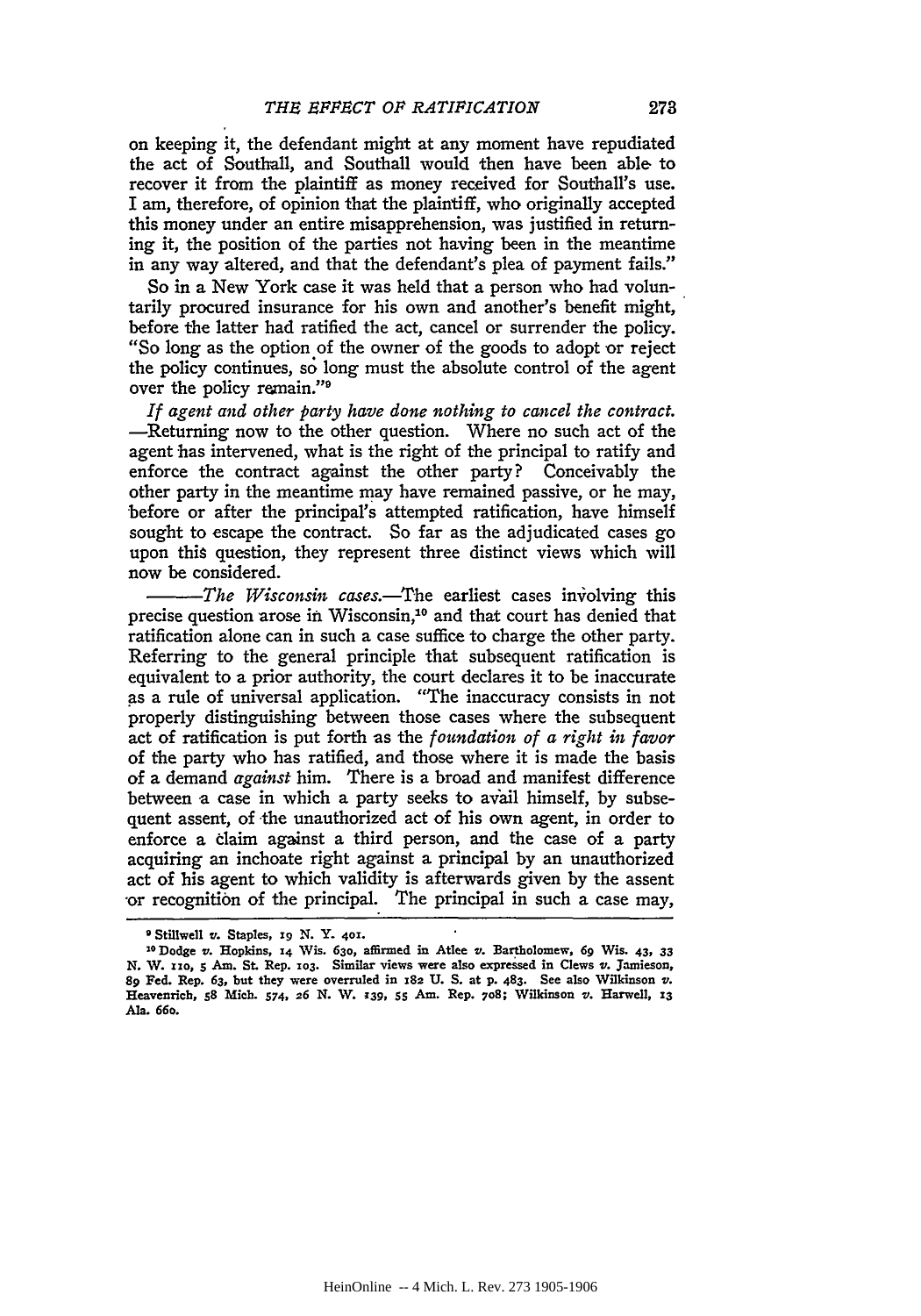on keeping it, the defendant might at any moment have repudiated the act of Southall, and Southall would then have been able to recover it from the plaintiff as money received for Southall's use. I am, therefore, of opinion that the plaintiff, who originally accepted this money under an entire misapprehension, was justified in returning it, the position of the parties not having been in the meantime in any way altered, and that the defendant's plea of payment fails."

So in a New York case it was held that a person who had voluntarily procured insurance for his own and another's benefit might, before the latter had ratified the act, cancel or surrender the policy. "So long as the option of the owner of the goods to adopt or reject the policy continues, so long must the absolute control of the agent over the policy remain."[9]

*If agent and other party have done nothing to cancel the contract.* —Returning now to the other question. Where no such act of the agent has intervened, what is the right of the principal to ratify and enforce the contract against the other party? Conceivably the other party in the meantime may have remained passive, or he may, before or after the principal's attempted ratification, have himself sought to escape the contract. So far as the adjudicated cases go upon this question, they represent three distinct views which will now be considered.

———*The Wisconsin cases.*—The earliest cases involving this precise question arose in Wisconsin,[10] and that court has denied that ratification alone can in such a case suffice to charge the other party. Referring to the general principle that subsequent ratification is equivalent to a prior authority, the court declares it to be inaccurate as a rule of universal application. "The inaccuracy consists in not properly distinguishing between those cases where the subsequent act of ratification is put forth as the *foundation of a right in favor* of the party who has ratified, and those where it is made the basis of a demand *against* him. There is a broad and manifest difference between a case in which a party seeks to avail himself, by subsequent assent, of the unauthorized act of his own agent, in order to enforce a claim against a third person, and the case of a party acquiring an inchoate right against a principal by an unauthorized act of his agent to which validity is afterwards given by the assent or recognition of the principal. The principal in such a case may,

---

[9] Stillwell *v.* Staples, 19 N. Y. 401.

[10] Dodge *v.* Hopkins, 14 Wis. 630, affirmed in Atlee *v.* Bartholomew, 69 Wis. 43, 33 N. W. 110, 5 Am. St. Rep. 103. Similar views were also expressed in Clews *v.* Jamieson, 89 Fed. Rep. 63, but they were overruled in 182 U. S. at p. 483. See also Wilkinson *v.* Heavenrich, 58 Mich. 574, 26 N. W. 139, 55 Am. Rep. 708; Wilkinson *v.* Harwell, 13 Ala. 660.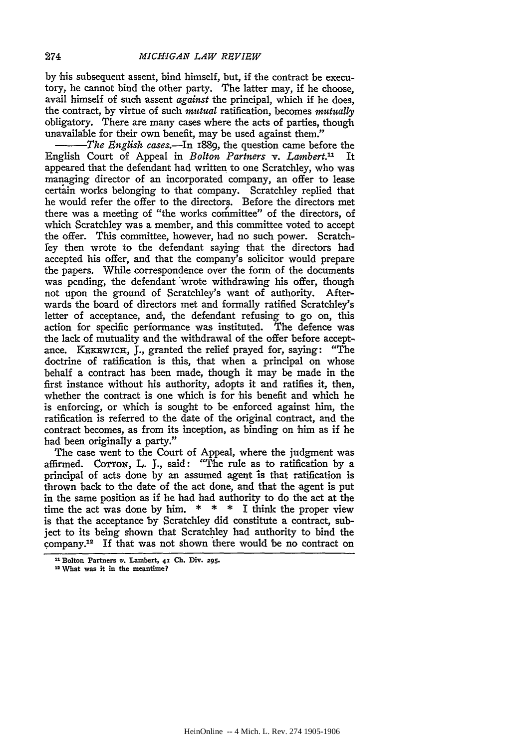by his subsequent assent, bind himself, but, if the contract be executory, he cannot bind the other party. The latter may, if he choose, avail himself of such assent *against* the principal, which if he does, the contract, by virtue of such *mutual* ratification, becomes *mutually* obligatory. There are many cases where the acts of parties, though unavailable for their own benefit, may be used against them."

———*The English cases.*—In 1889, the question came before the English Court of Appeal in *Bolton Partners* v. *Lambert.*[11] It appeared that the defendant had written to one Scratchley, who was managing director of an incorporated company, an offer to lease certain works belonging to that company. Scratchley replied that he would refer the offer to the directors. Before the directors met there was a meeting of "the works committee" of the directors, of which Scratchley was a member, and this committee voted to accept the offer. This committee, however, had no such power. Scratchley then wrote to the defendant saying that the directors had accepted his offer, and that the company's solicitor would prepare the papers. While correspondence over the form of the documents was pending, the defendant wrote withdrawing his offer, though not upon the ground of Scratchley's want of authority. Afterwards the board of directors met and formally ratified Scratchley's letter of acceptance, and, the defendant refusing to go on, this action for specific performance was instituted. The defence was the lack of mutuality and the withdrawal of the offer before acceptance. KEKEWICH, J., granted the relief prayed for, saying: "The doctrine of ratification is this, that when a principal on whose behalf a contract has been made, though it may be made in the first instance without his authority, adopts it and ratifies it, then, whether the contract is one which is for his benefit and which he is enforcing, or which is sought to be enforced against him, the ratification is referred to the date of the original contract, and the contract becomes, as from its inception, as binding on him as if he had been originally a party."

The case went to the Court of Appeal, where the judgment was affirmed. COTTON, L. J., said: "The rule as to ratification by a principal of acts done by an assumed agent is that ratification is thrown back to the date of the act done, and that the agent is put in the same position as if he had had authority to do the act at the time the act was done by him. * * * I think the proper view is that the acceptance by Scratchley did constitute a contract, subject to its being shown that Scratchley had authority to bind the company.[12] If that was not shown there would be no contract on

[11] Bolton Partners *v.* Lambert, 41 Ch. Div. 295.

[12] What was it in the meantime?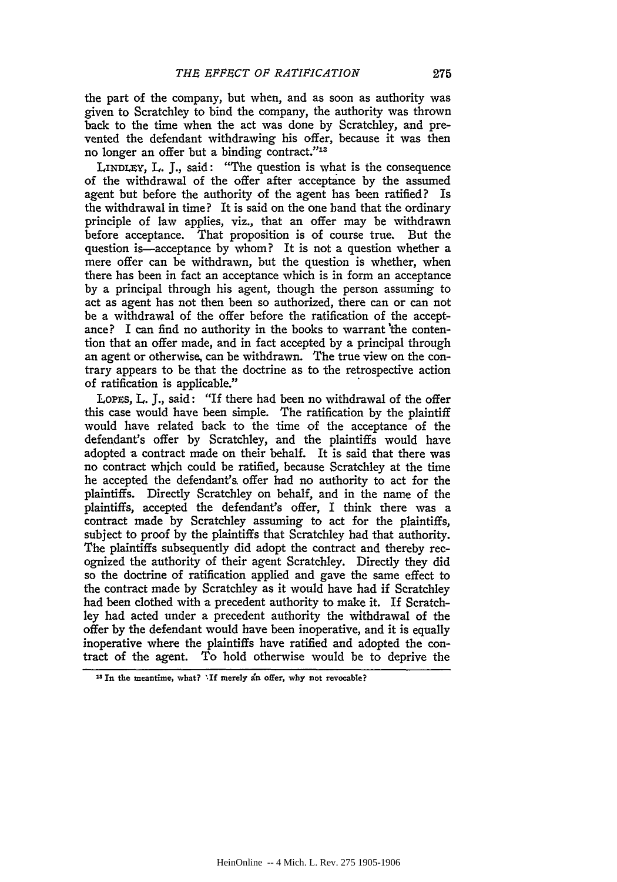the part of the company, but when, and as soon as authority was given to Scratchley to bind the company, the authority was thrown back to the time when the act was done by Scratchley, and prevented the defendant withdrawing his offer, because it was then no longer an offer but a binding contract."[13]

LINDLEY, L. J., said: "The question is what is the consequence of the withdrawal of the offer after acceptance by the assumed agent but before the authority of the agent has been ratified? Is the withdrawal in time? It is said on the one hand that the ordinary principle of law applies, viz., that an offer may be withdrawn before acceptance. That proposition is of course true. But the question is—acceptance by whom? It is not a question whether a mere offer can be withdrawn, but the question is whether, when there has been in fact an acceptance which is in form an acceptance by a principal through his agent, though the person assuming to act as agent has not then been so authorized, there can or can not be a withdrawal of the offer before the ratification of the acceptance? I can find no authority in the books to warrant the contention that an offer made, and in fact accepted by a principal through an agent or otherwise, can be withdrawn. The true view on the contrary appears to be that the doctrine as to the retrospective action of ratification is applicable."

LOPES, L. J., said: "If there had been no withdrawal of the offer this case would have been simple. The ratification by the plaintiff would have related back to the time of the acceptance of the defendant's offer by Scratchley, and the plaintiffs would have adopted a contract made on their behalf. It is said that there was no contract which could be ratified, because Scratchley at the time he accepted the defendant's offer had no authority to act for the plaintiffs. Directly Scratchley on behalf, and in the name of the plaintiffs, accepted the defendant's offer, I think there was a contract made by Scratchley assuming to act for the plaintiffs, subject to proof by the plaintiffs that Scratchley had that authority. The plaintiffs subsequently did adopt the contract and thereby recognized the authority of their agent Scratchley. Directly they did so the doctrine of ratification applied and gave the same effect to the contract made by Scratchley as it would have had if Scratchley had been clothed with a precedent authority to make it. If Scratchley had acted under a precedent authority the withdrawal of the offer by the defendant would have been inoperative, and it is equally inoperative where the plaintiffs have ratified and adopted the contract of the agent. To hold otherwise would be to deprive the

[13] In the meantime, what? If merely an offer, why not revocable?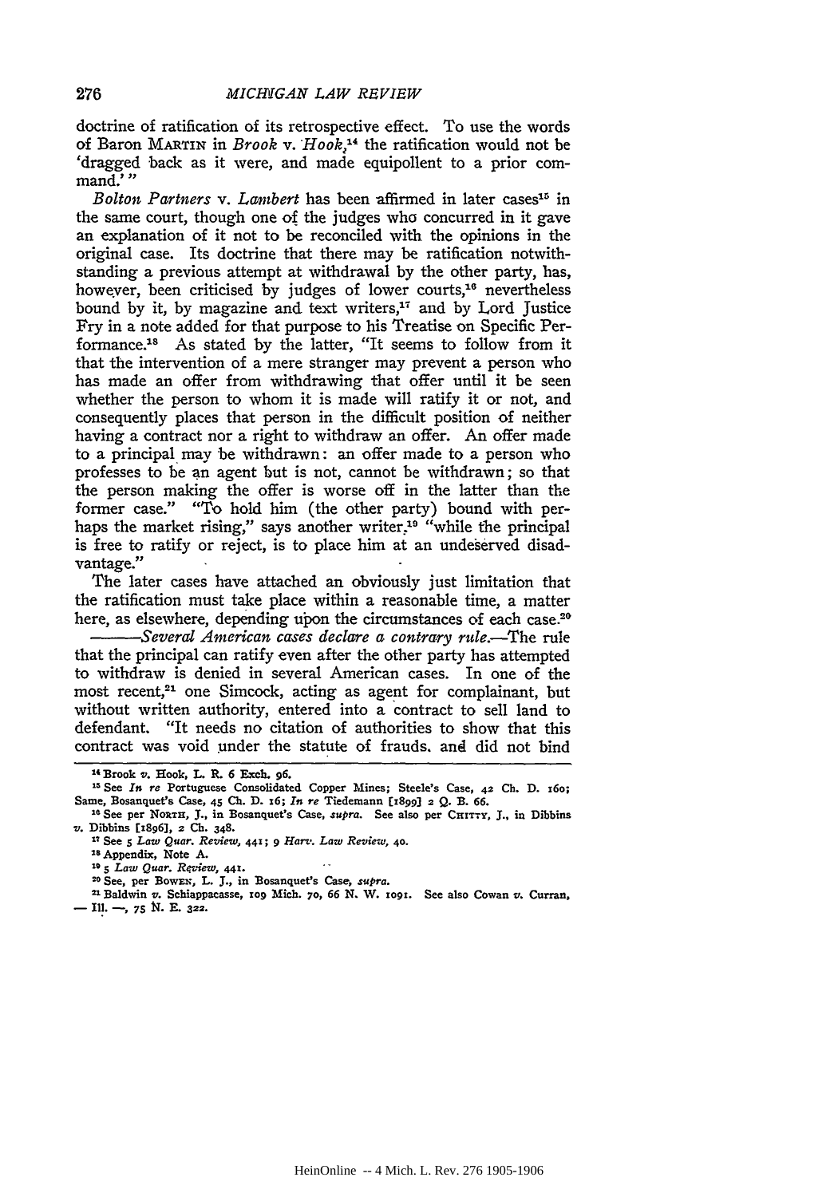doctrine of ratification of its retrospective effect. To use the words of Baron MARTIN in *Brook* v. *Hook*,[14] the ratification would not be 'dragged back as it were, and made equipollent to a prior command.'"

*Bolton Partners* v. *Lambert* has been affirmed in later cases[15] in the same court, though one of the judges who concurred in it gave an explanation of it not to be reconciled with the opinions in the original case. Its doctrine that there may be ratification notwithstanding a previous attempt at withdrawal by the other party, has, however, been criticised by judges of lower courts,[16] nevertheless bound by it, by magazine and text writers,[17] and by Lord Justice Fry in a note added for that purpose to his Treatise on Specific Performance.[18] As stated by the latter, "It seems to follow from it that the intervention of a mere stranger may prevent a person who has made an offer from withdrawing that offer until it be seen whether the person to whom it is made will ratify it or not, and consequently places that person in the difficult position of neither having a contract nor a right to withdraw an offer. An offer made to a principal may be withdrawn: an offer made to a person who professes to be an agent but is not, cannot be withdrawn; so that the person making the offer is worse off in the latter than the former case." "To hold him (the other party) bound with perhaps the market rising," says another writer,[19] "while the principal is free to ratify or reject, is to place him at an undeserved disadvantage."

The later cases have attached an obviously just limitation that the ratification must take place within a reasonable time, a matter here, as elsewhere, depending upon the circumstances of each case.[20]

———*Several American cases declare a contrary rule.*—The rule that the principal can ratify even after the other party has attempted to withdraw is denied in several American cases. In one of the most recent,[21] one Simcock, acting as agent for complainant, but without written authority, entered into a contract to sell land to defendant. "It needs no citation of authorities to show that this contract was void under the statute of frauds, and did not bind

---

[14] Brook *v.* Hook, L. R. 6 Exch. 96.

[15] See *In re* Portuguese Consolidated Copper Mines; Steele's Case, 42 Ch. D. 160; Same, Bosanquet's Case, 45 Ch. D. 16; *In re* Tiedemann [1899] 2 Q. B. 66.

[16] See per NORTH, J., in Bosanquet's Case, *supra*. See also per CHITTY, J., in Dibbins *v.* Dibbins [1896], 2 Ch. 348.

[17] See 5 *Law Quar. Review*, 441; 9 *Harv. Law Review*, 40.

[18] Appendix, Note A.

[19] 5 *Law Quar. Review*, 441.

[20] See, per BOWEN, L. J., in Bosanquet's Case, *supra*.

[21] Baldwin *v.* Schiappacasse, 109 Mich. 70, 66 N. W. 1091. See also Cowan *v.* Curran, — Ill. —, 75 N. E. 322.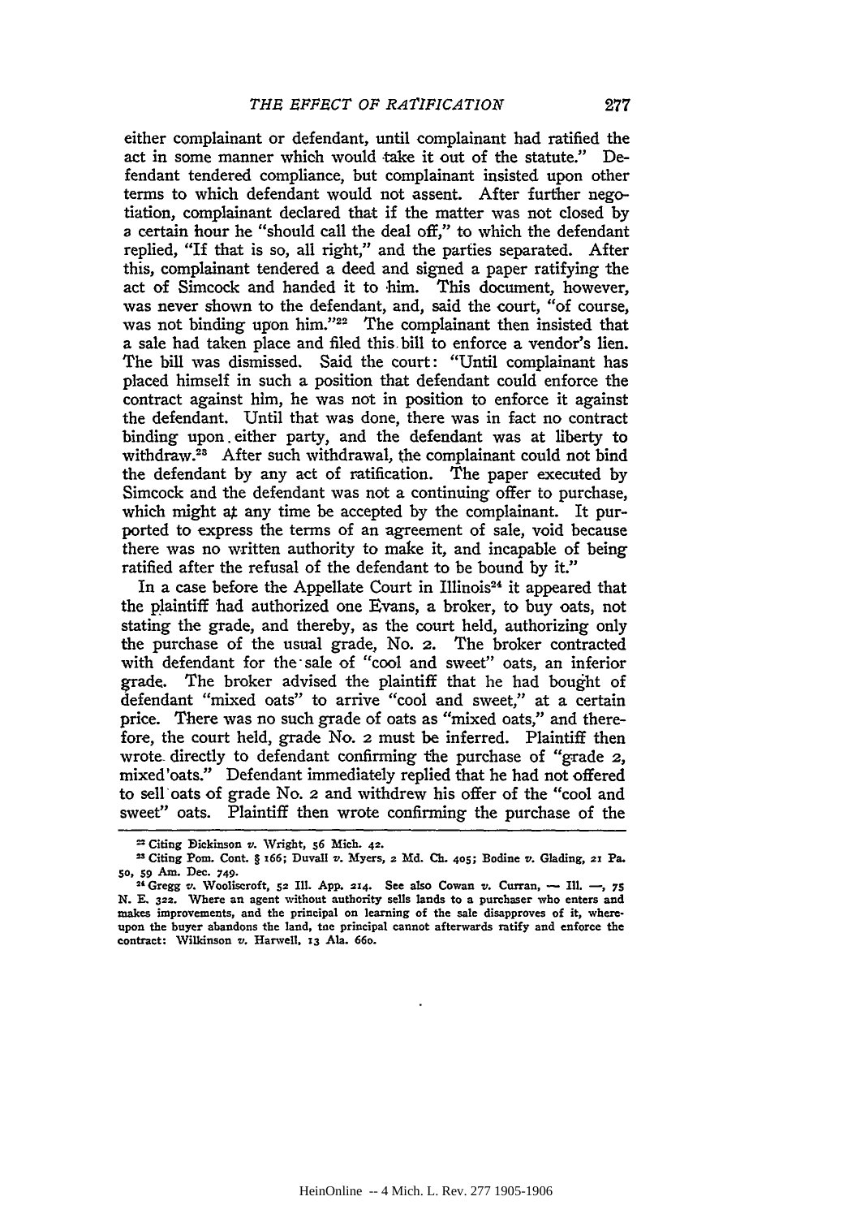either complainant or defendant, until complainant had ratified the act in some manner which would take it out of the statute." Defendant tendered compliance, but complainant insisted upon other terms to which defendant would not assent. After further negotiation, complainant declared that if the matter was not closed by a certain hour he "should call the deal off," to which the defendant replied, "If that is so, all right," and the parties separated. After this, complainant tendered a deed and signed a paper ratifying the act of Simcock and handed it to him. This document, however, was never shown to the defendant, and, said the court, "of course, was not binding upon him."[22] The complainant then insisted that a sale had taken place and filed this bill to enforce a vendor's lien. The bill was dismissed. Said the court: "Until complainant has placed himself in such a position that defendant could enforce the contract against him, he was not in position to enforce it against the defendant. Until that was done, there was in fact no contract binding upon either party, and the defendant was at liberty to withdraw.[23] After such withdrawal, the complainant could not bind the defendant by any act of ratification. The paper executed by Simcock and the defendant was not a continuing offer to purchase, which might at any time be accepted by the complainant. It purported to express the terms of an agreement of sale, void because there was no written authority to make it, and incapable of being ratified after the refusal of the defendant to be bound by it."

In a case before the Appellate Court in Illinois[24] it appeared that the plaintiff had authorized one Evans, a broker, to buy oats, not stating the grade, and thereby, as the court held, authorizing only the purchase of the usual grade, No. 2. The broker contracted with defendant for the sale of "cool and sweet" oats, an inferior grade. The broker advised the plaintiff that he had bought of defendant "mixed oats" to arrive "cool and sweet," at a certain price. There was no such grade of oats as "mixed oats," and therefore, the court held, grade No. 2 must be inferred. Plaintiff then wrote directly to defendant confirming the purchase of "grade 2, mixed oats." Defendant immediately replied that he had not offered to sell oats of grade No. 2 and withdrew his offer of the "cool and sweet" oats. Plaintiff then wrote confirming the purchase of the

---

[22] Citing Dickinson *v.* Wright, 56 Mich. 42.

[23] Citing Pom. Cont. § 166; Duvall *v.* Myers, 2 Md. Ch. 405; Bodine *v.* Glading, 21 Pa. 50, 59 Am. Dec. 749.

[24] Gregg *v.* Wooliscroft, 52 Ill. App. 214. See also Cowan *v.* Curran, — Ill. —, 75 N. E. 322. Where an agent without authority sells lands to a purchaser who enters and makes improvements, and the principal on learning of the sale disapproves of it, whereupon the buyer abandons the land, the principal cannot afterwards ratify and enforce the contract: Wilkinson *v.* Harwell, 13 Ala. 660.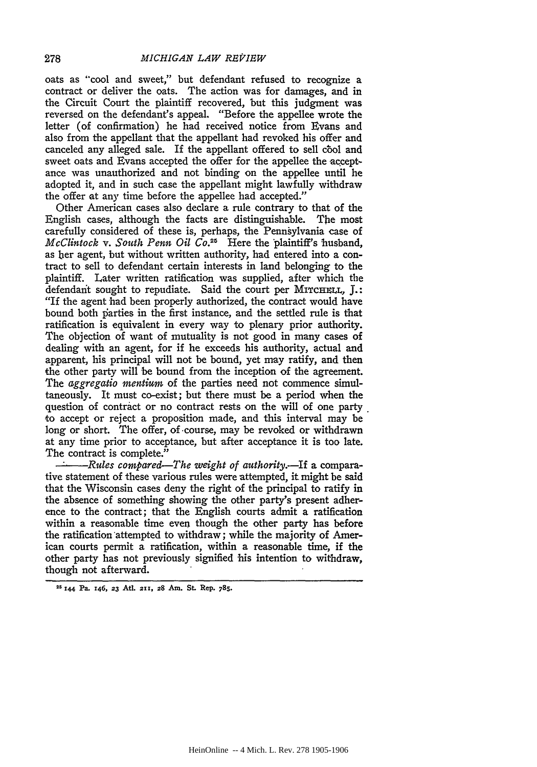oats as "cool and sweet," but defendant refused to recognize a contract or deliver the oats. The action was for damages, and in the Circuit Court the plaintiff recovered, but this judgment was reversed on the defendant's appeal. "Before the appellee wrote the letter (of confirmation) he had received notice from Evans and also from the appellant that the appellant had revoked his offer and canceled any alleged sale. If the appellant offered to sell cool and sweet oats and Evans accepted the offer for the appellee the acceptance was unauthorized and not binding on the appellee until he adopted it, and in such case the appellant might lawfully withdraw the offer at any time before the appellee had accepted."

Other American cases also declare a rule contrary to that of the English cases, although the facts are distinguishable. The most carefully considered of these is, perhaps, the Pennsylvania case of *McClintock* v. *South Penn Oil Co.*[25] Here the plaintiff's husband, as her agent, but without written authority, had entered into a contract to sell to defendant certain interests in land belonging to the plaintiff. Later written ratification was supplied, after which the defendant sought to repudiate. Said the court per MITCHELL, J.: "If the agent had been properly authorized, the contract would have bound both parties in the first instance, and the settled rule is that ratification is equivalent in every way to plenary prior authority. The objection of want of mutuality is not good in many cases of dealing with an agent, for if he exceeds his authority, actual and apparent, his principal will not be bound, yet may ratify, and then the other party will be bound from the inception of the agreement. The *aggregatio mentium* of the parties need not commence simultaneously. It must co-exist; but there must be a period when the question of contract or no contract rests on the will of one party to accept or reject a proposition made, and this interval may be long or short. The offer, of course, may be revoked or withdrawn at any time prior to acceptance, but after acceptance it is too late. The contract is complete."

——*Rules compared—The weight of authority.*—If a comparative statement of these various rules were attempted, it might be said that the Wisconsin cases deny the right of the principal to ratify in the absence of something showing the other party's present adherence to the contract; that the English courts admit a ratification within a reasonable time even though the other party has before the ratification attempted to withdraw; while the majority of American courts permit a ratification, within a reasonable time, if the other party has not previously signified his intention to withdraw, though not afterward.

[25] 144 Pa. 146, 23 Atl. 211, 28 Am. St. Rep. 785.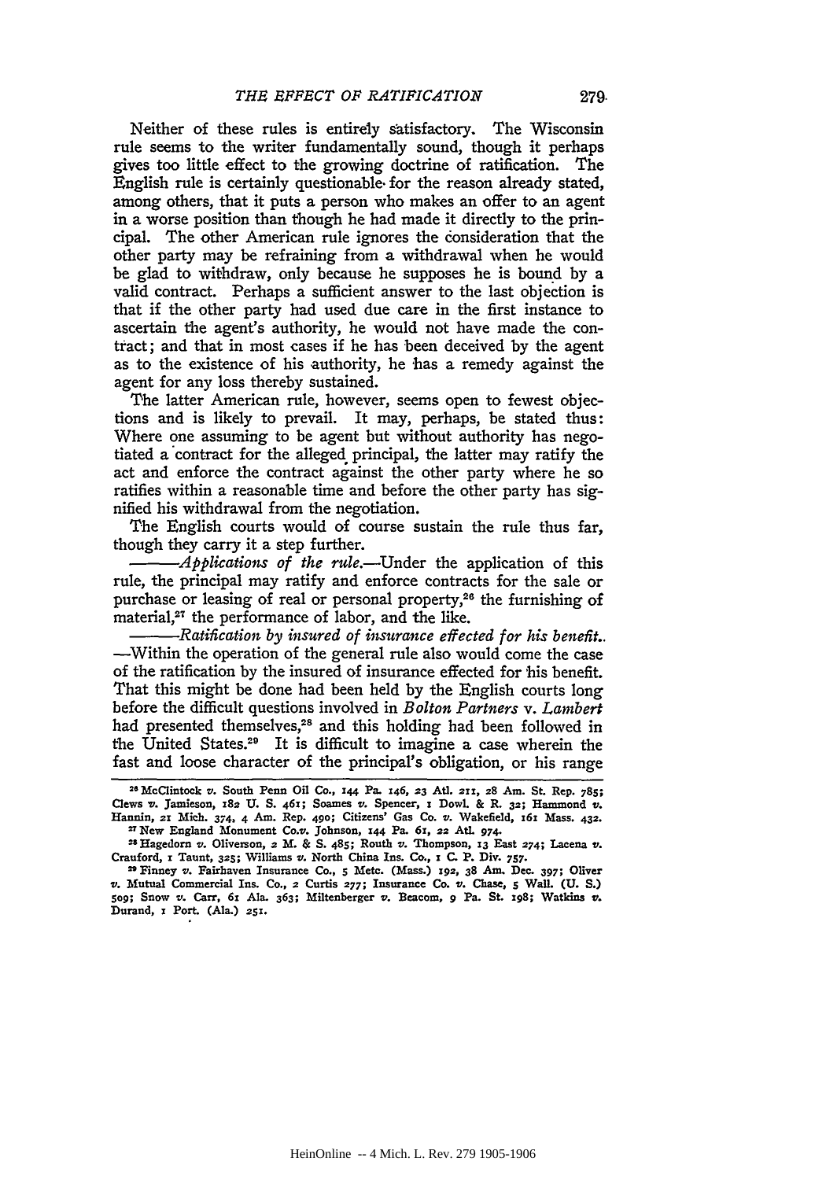Neither of these rules is entirely satisfactory. The Wisconsin rule seems to the writer fundamentally sound, though it perhaps gives too little effect to the growing doctrine of ratification. The English rule is certainly questionable for the reason already stated, among others, that it puts a person who makes an offer to an agent in a worse position than though he had made it directly to the principal. The other American rule ignores the consideration that the other party may be refraining from a withdrawal when he would be glad to withdraw, only because he supposes he is bound by a valid contract. Perhaps a sufficient answer to the last objection is that if the other party had used due care in the first instance to ascertain the agent's authority, he would not have made the contract; and that in most cases if he has been deceived by the agent as to the existence of his authority, he has a remedy against the agent for any loss thereby sustained.

The latter American rule, however, seems open to fewest objections and is likely to prevail. It may, perhaps, be stated thus: Where one assuming to be agent but without authority has negotiated a contract for the alleged principal, the latter may ratify the act and enforce the contract against the other party where he so ratifies within a reasonable time and before the other party has signified his withdrawal from the negotiation.

The English courts would of course sustain the rule thus far, though they carry it a step further.

——*Applications of the rule.*—Under the application of this rule, the principal may ratify and enforce contracts for the sale or purchase or leasing of real or personal property,[26] the furnishing of material,[27] the performance of labor, and the like.

——*Ratification by insured of insurance effected for his benefit.*—Within the operation of the general rule also would come the case of the ratification by the insured of insurance effected for his benefit. That this might be done had been held by the English courts long before the difficult questions involved in *Bolton Partners* v. *Lambert* had presented themselves,[28] and this holding had been followed in the United States.[29] It is difficult to imagine a case wherein the fast and loose character of the principal's obligation, or his range

---

[26] McClintock *v.* South Penn Oil Co., 144 Pa. 146, 23 Atl. 211, 28 Am. St. Rep. 785; Clews *v.* Jamieson, 182 U. S. 461; Soames *v.* Spencer, 1 Dowl. & R. 32; Hammond *v.* Hannin, 21 Mich. 374, 4 Am. Rep. 490; Citizens' Gas Co. *v.* Wakefield, 161 Mass. 432.

[27] New England Monument Co. *v.* Johnson, 144 Pa. 61, 22 Atl. 974.

[28] Hagedorn *v.* Oliverson, 2 M. & S. 485; Routh *v.* Thompson, 13 East 274; Lacena *v.* Crauford, 1 Taunt, 325; Williams *v.* North China Ins. Co., 1 C. P. Div. 757.

[29] Finney *v.* Fairhaven Insurance Co., 5 Metc. (Mass.) 192, 38 Am. Dec. 397; Oliver *v.* Mutual Commercial Ins. Co., 2 Curtis 277; Insurance Co. *v.* Chase, 5 Wall. (U. S.) 509; Snow *v.* Carr, 61 Ala. 363; Miltenberger *v.* Beacom, 9 Pa. St. 198; Watkins *v.* Durand, 1 Port. (Ala.) 251.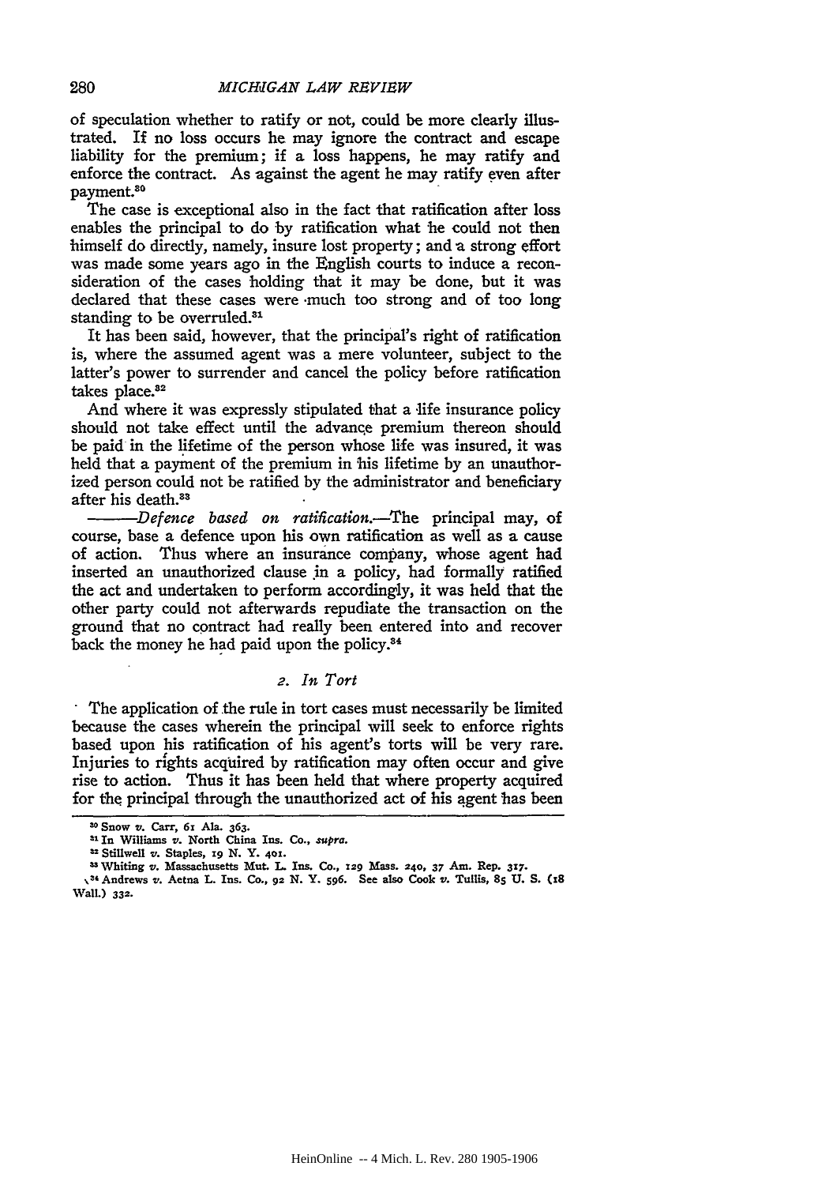of speculation whether to ratify or not, could be more clearly illustrated. If no loss occurs he may ignore the contract and escape liability for the premium; if a loss happens, he may ratify and enforce the contract. As against the agent he may ratify even after payment.[30]

The case is exceptional also in the fact that ratification after loss enables the principal to do by ratification what he could not then himself do directly, namely, insure lost property; and a strong effort was made some years ago in the English courts to induce a reconsideration of the cases holding that it may be done, but it was declared that these cases were much too strong and of too long standing to be overruled.[31]

It has been said, however, that the principal's right of ratification is, where the assumed agent was a mere volunteer, subject to the latter's power to surrender and cancel the policy before ratification takes place.[32]

And where it was expressly stipulated that a life insurance policy should not take effect until the advance premium thereon should be paid in the lifetime of the person whose life was insured, it was held that a payment of the premium in his lifetime by an unauthorized person could not be ratified by the administrator and beneficiary after his death.[33]

———*Defence based on ratification.*—The principal may, of course, base a defence upon his own ratification as well as a cause of action. Thus where an insurance company, whose agent had inserted an unauthorized clause in a policy, had formally ratified the act and undertaken to perform accordingly, it was held that the other party could not afterwards repudiate the transaction on the ground that no contract had really been entered into and recover back the money he had paid upon the policy.[34]

### *2. In Tort*

The application of the rule in tort cases must necessarily be limited because the cases wherein the principal will seek to enforce rights based upon his ratification of his agent's torts will be very rare. Injuries to rights acquired by ratification may often occur and give rise to action. Thus it has been held that where property acquired for the principal through the unauthorized act of his agent has been

---

[30] Snow *v.* Carr, 61 Ala. 363.

[31] In Williams *v.* North China Ins. Co., *supra.*

[32] Stillwell *v.* Staples, 19 N. Y. 401.

[33] Whiting *v.* Massachusetts Mut. L. Ins. Co., 129 Mass. 240, 37 Am. Rep. 317.

[34] Andrews *v.* Aetna L. Ins. Co., 92 N. Y. 596. See also Cook *v.* Tullis, 85 U. S. (18 Wall.) 332.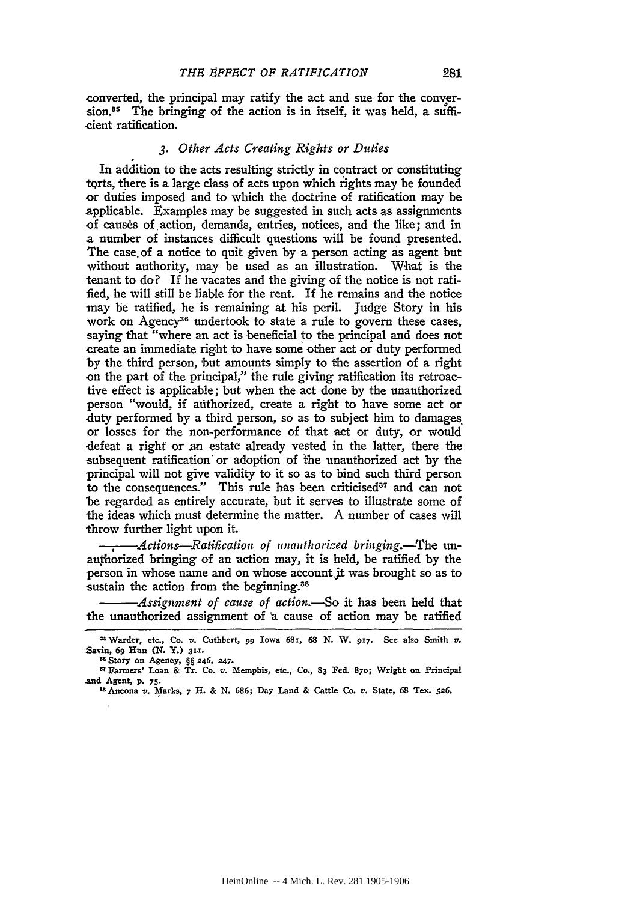converted, the principal may ratify the act and sue for the conversion.[35] The bringing of the action is in itself, it was held, a sufficient ratification.

### *3. Other Acts Creating Rights or Duties*

In addition to the acts resulting strictly in contract or constituting torts, there is a large class of acts upon which rights may be founded or duties imposed and to which the doctrine of ratification may be applicable. Examples may be suggested in such acts as assignments of causes of action, demands, entries, notices, and the like; and in a number of instances difficult questions will be found presented. The case of a notice to quit given by a person acting as agent but without authority, may be used as an illustration. What is the tenant to do? If he vacates and the giving of the notice is not ratified, he will still be liable for the rent. If he remains and the notice may be ratified, he is remaining at his peril. Judge Story in his work on Agency[36] undertook to state a rule to govern these cases, saying that "where an act is beneficial to the principal and does not create an immediate right to have some other act or duty performed by the third person, but amounts simply to the assertion of a right on the part of the principal," the rule giving ratification its retroactive effect is applicable; but when the act done by the unauthorized person "would, if authorized, create a right to have some act or duty performed by a third person, so as to subject him to damages or losses for the non-performance of that act or duty, or would defeat a right or an estate already vested in the latter, there the subsequent ratification or adoption of the unauthorized act by the principal will not give validity to it so as to bind such third person to the consequences." This rule has been criticised[37] and can not be regarded as entirely accurate, but it serves to illustrate some of the ideas which must determine the matter. A number of cases will throw further light upon it.

——*Actions—Ratification of unauthorized bringing.*—The unauthorized bringing of an action may, it is held, be ratified by the person in whose name and on whose account it was brought so as to sustain the action from the beginning.[38]

——*Assignment of cause of action.*—So it has been held that the unauthorized assignment of a cause of action may be ratified

---

[35] Warder, etc., Co. *v.* Cuthbert, 99 Iowa 681, 68 N. W. 917. See also Smith *v.* Savin, 69 Hun (N. Y.) 311.

[36] Story on Agency, §§ 246, 247.

[37] Farmers' Loan & Tr. Co. *v.* Memphis, etc., Co., 83 Fed. 870; Wright on Principal and Agent, p. 75.

[38] Ancona *v.* Marks, 7 H. & N. 686; Day Land & Cattle Co. *v.* State, 68 Tex. 526.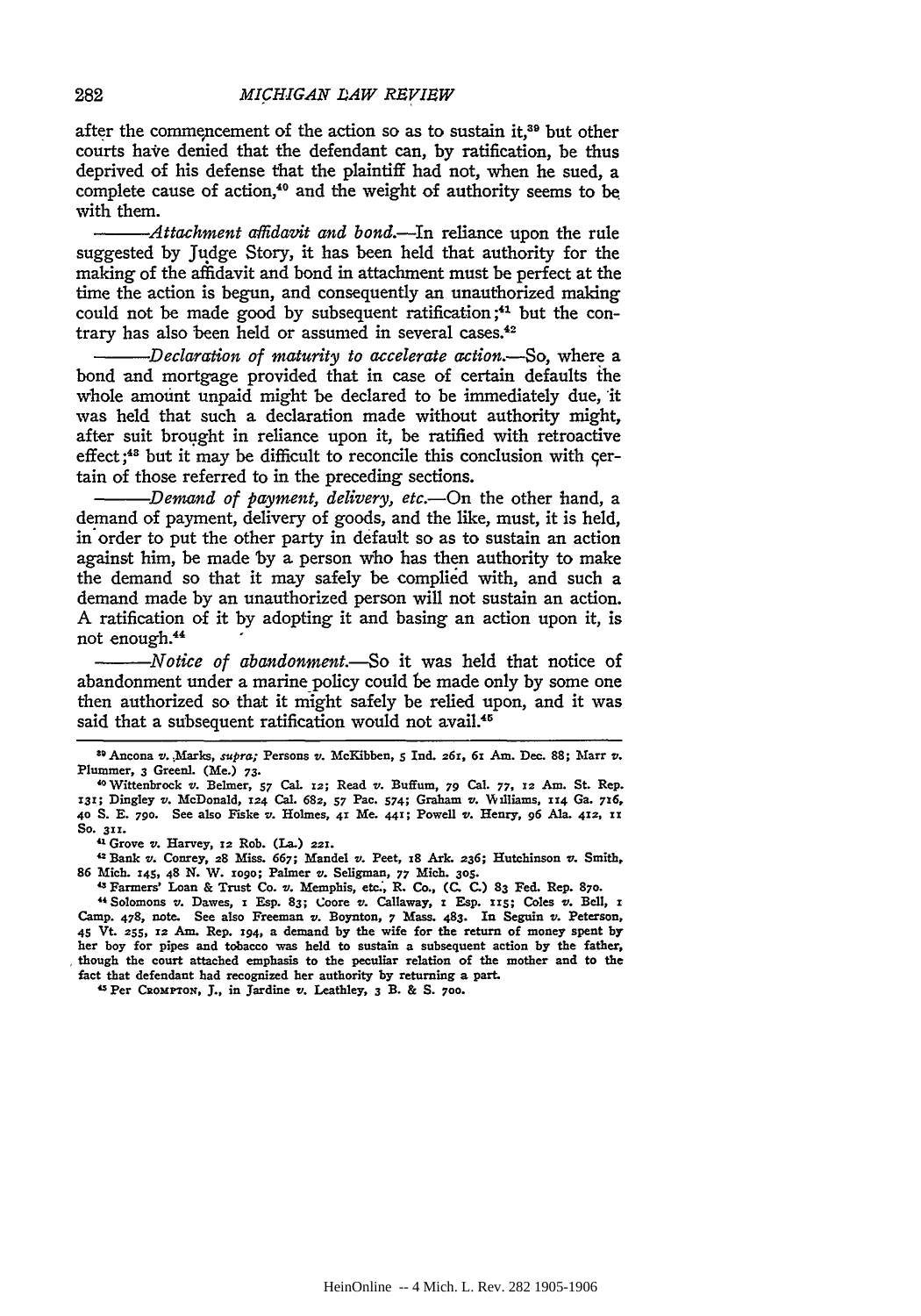after the commencement of the action so as to sustain it,[39] but other courts have denied that the defendant can, by ratification, be thus deprived of his defense that the plaintiff had not, when he sued, a complete cause of action,[40] and the weight of authority seems to be with them.

——*Attachment affidavit and bond.*—In reliance upon the rule suggested by Judge Story, it has been held that authority for the making of the affidavit and bond in attachment must be perfect at the time the action is begun, and consequently an unauthorized making could not be made good by subsequent ratification;[41] but the contrary has also been held or assumed in several cases.[42]

——*Declaration of maturity to accelerate action.*—So, where a bond and mortgage provided that in case of certain defaults the whole amount unpaid might be declared to be immediately due, it was held that such a declaration made without authority might, after suit brought in reliance upon it, be ratified with retroactive effect;[43] but it may be difficult to reconcile this conclusion with certain of those referred to in the preceding sections.

——*Demand of payment, delivery, etc.*—On the other hand, a demand of payment, delivery of goods, and the like, must, it is held, in order to put the other party in default so as to sustain an action against him, be made by a person who has then authority to make the demand so that it may safely be complied with, and such a demand made by an unauthorized person will not sustain an action. A ratification of it by adopting it and basing an action upon it, is not enough.[44]

——*Notice of abandonment.*—So it was held that notice of abandonment under a marine policy could be made only by some one then authorized so that it might safely be relied upon, and it was said that a subsequent ratification would not avail.[45]

---

[39] Ancona *v.* Marks, *supra;* Persons *v.* McKibben, 5 Ind. 261, 61 Am. Dec. 88; Marr *v.* Plummer, 3 Greenl. (Me.) 73.

[40] Wittenbrock *v.* Belmer, 57 Cal. 12; Read *v.* Buffum, 79 Cal. 77, 12 Am. St. Rep. 131; Dingley *v.* McDonald, 124 Cal. 682, 57 Pac. 574; Graham *v.* Williams, 114 Ga. 716, 40 S. E. 790. See also Fiske *v.* Holmes, 41 Me. 441; Powell *v.* Henry, 96 Ala. 412, 11 So. 311.

[41] Grove *v.* Harvey, 12 Rob. (La.) 221.

[42] Bank *v.* Conrey, 28 Miss. 667; Mandel *v.* Peet, 18 Ark. 236; Hutchinson *v.* Smith, 86 Mich. 145, 48 N. W. 1090; Palmer *v.* Seligman, 77 Mich. 305.

[43] Farmers' Loan & Trust Co. *v.* Memphis, etc., R. Co., (C. C.) 83 Fed. Rep. 870.

[44] Solomons *v.* Dawes, 1 Esp. 83; Coore *v.* Callaway, 1 Esp. 115; Coles *v.* Bell, 1 Camp. 478, note. See also Freeman *v.* Boynton, 7 Mass. 483. In Seguin *v.* Peterson, 45 Vt. 255, 12 Am. Rep. 194, a demand by the wife for the return of money spent by her boy for pipes and tobacco was held to sustain a subsequent action by the father, though the court attached emphasis to the peculiar relation of the mother and to the fact that defendant had recognized her authority by returning a part.

[45] Per CROMPTON, J., in Jardine *v.* Leathley, 3 B. & S. 700.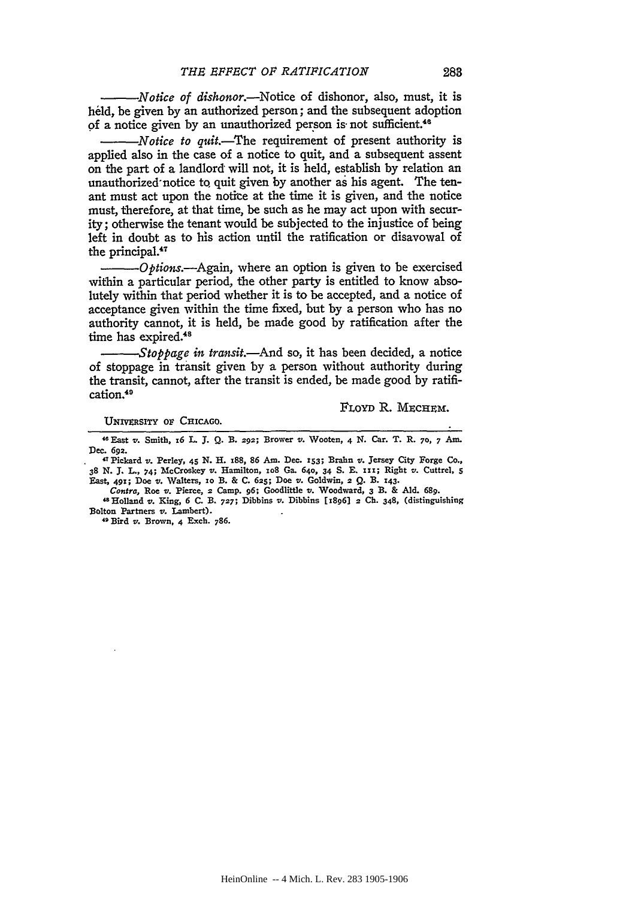———*Notice of dishonor.*—Notice of dishonor, also, must, it is held, be given by an authorized person; and the subsequent adoption of a notice given by an unauthorized person is not sufficient.[46]

———*Notice to quit.*—The requirement of present authority is applied also in the case of a notice to quit, and a subsequent assent on the part of a landlord will not, it is held, establish by relation an unauthorized notice to quit given by another as his agent. The tenant must act upon the notice at the time it is given, and the notice must, therefore, at that time, be such as he may act upon with security; otherwise the tenant would be subjected to the injustice of being left in doubt as to his action until the ratification or disavowal of the principal.[47]

———*Options.*—Again, where an option is given to be exercised within a particular period, the other party is entitled to know absolutely within that period whether it is to be accepted, and a notice of acceptance given within the time fixed, but by a person who has no authority cannot, it is held, be made good by ratification after the time has expired.[48]

———*Stoppage in transit.*—And so, it has been decided, a notice of stoppage in transit given by a person without authority during the transit, cannot, after the transit is ended, be made good by ratification.[49]

FLOYD R. MECHEM.

UNIVERSITY OF CHICAGO.

---

[46] East *v.* Smith, 16 L. J. Q. B. 292; Brower *v.* Wooten, 4 N. Car. T. R. 70, 7 Am. Dec. 692.

[47] Pickard *v.* Perley, 45 N. H. 188, 86 Am. Dec. 153; Brahn *v.* Jersey City Forge Co., 38 N. J. L., 74; McCroskey *v.* Hamilton, 108 Ga. 640, 34 S. E. 111; Right *v.* Cuttrel, 5 East, 491; Doe *v.* Walters, 10 B. & C. 625; Doe *v.* Goldwin, 2 Q. B. 143.

*Contra*, Roe *v.* Pierce, 2 Camp. 96; Goodlittle *v.* Woodward, 3 B. & Ald. 689.

[48] Holland *v.* King, 6 C. B. 727; Dibbins *v.* Dibbins [1896] 2 Ch. 348, (distinguishing Bolton Partners *v.* Lambert).

[49] Bird *v.* Brown, 4 Exch. 786.